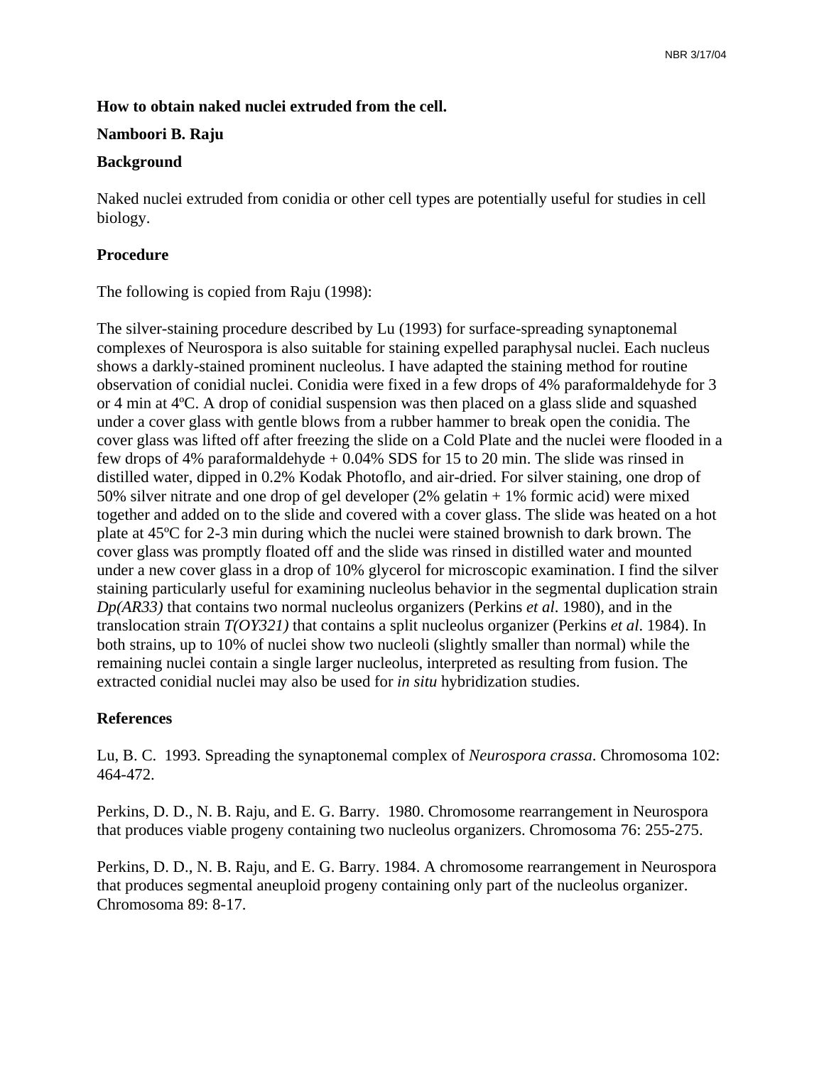NBR 3/17/04

**How to obtain naked nuclei extruded from the cell.**

**Namboori B. Raju**

**Background**

Naked nuclei extruded from conidia or other cell types are potentially useful for studies in cell biology.

**Procedure**

The following is copied from Raju (1998):

The silver-staining procedure described by Lu (1993) for surface-spreading synaptonemal complexes of Neurospora is also suitable for staining expelled paraphysal nuclei. Each nucleus shows a darkly-stained prominent nucleolus. I have adapted the staining method for routine observation of conidial nuclei. Conidia were fixed in a few drops of 4% paraformaldehyde for 3 or 4 min at 4ºC. A drop of conidial suspension was then placed on a glass slide and squashed under a cover glass with gentle blows from a rubber hammer to break open the conidia. The cover glass was lifted off after freezing the slide on a Cold Plate and the nuclei were flooded in a few drops of 4% paraformaldehyde + 0.04% SDS for 15 to 20 min. The slide was rinsed in distilled water, dipped in 0.2% Kodak Photoflo, and air-dried. For silver staining, one drop of 50% silver nitrate and one drop of gel developer (2% gelatin + 1% formic acid) were mixed together and added on to the slide and covered with a cover glass. The slide was heated on a hot plate at 45ºC for 2-3 min during which the nuclei were stained brownish to dark brown. The cover glass was promptly floated off and the slide was rinsed in distilled water and mounted under a new cover glass in a drop of 10% glycerol for microscopic examination. I find the silver staining particularly useful for examining nucleolus behavior in the segmental duplication strain *Dp(AR33)* that contains two normal nucleolus organizers (Perkins *et al*. 1980), and in the translocation strain *T(OY321)* that contains a split nucleolus organizer (Perkins *et al*. 1984). In both strains, up to 10% of nuclei show two nucleoli (slightly smaller than normal) while the remaining nuclei contain a single larger nucleolus, interpreted as resulting from fusion. The extracted conidial nuclei may also be used for *in situ* hybridization studies.

**References**

Lu, B. C. 1993. Spreading the synaptonemal complex of *Neurospora crassa*. Chromosoma 102: 464-472.

Perkins, D. D., N. B. Raju, and E. G. Barry. 1980. Chromosome rearrangement in Neurospora that produces viable progeny containing two nucleolus organizers. Chromosoma 76: 255-275.

Perkins, D. D., N. B. Raju, and E. G. Barry. 1984. A chromosome rearrangement in Neurospora that produces segmental aneuploid progeny containing only part of the nucleolus organizer. Chromosoma 89: 8-17.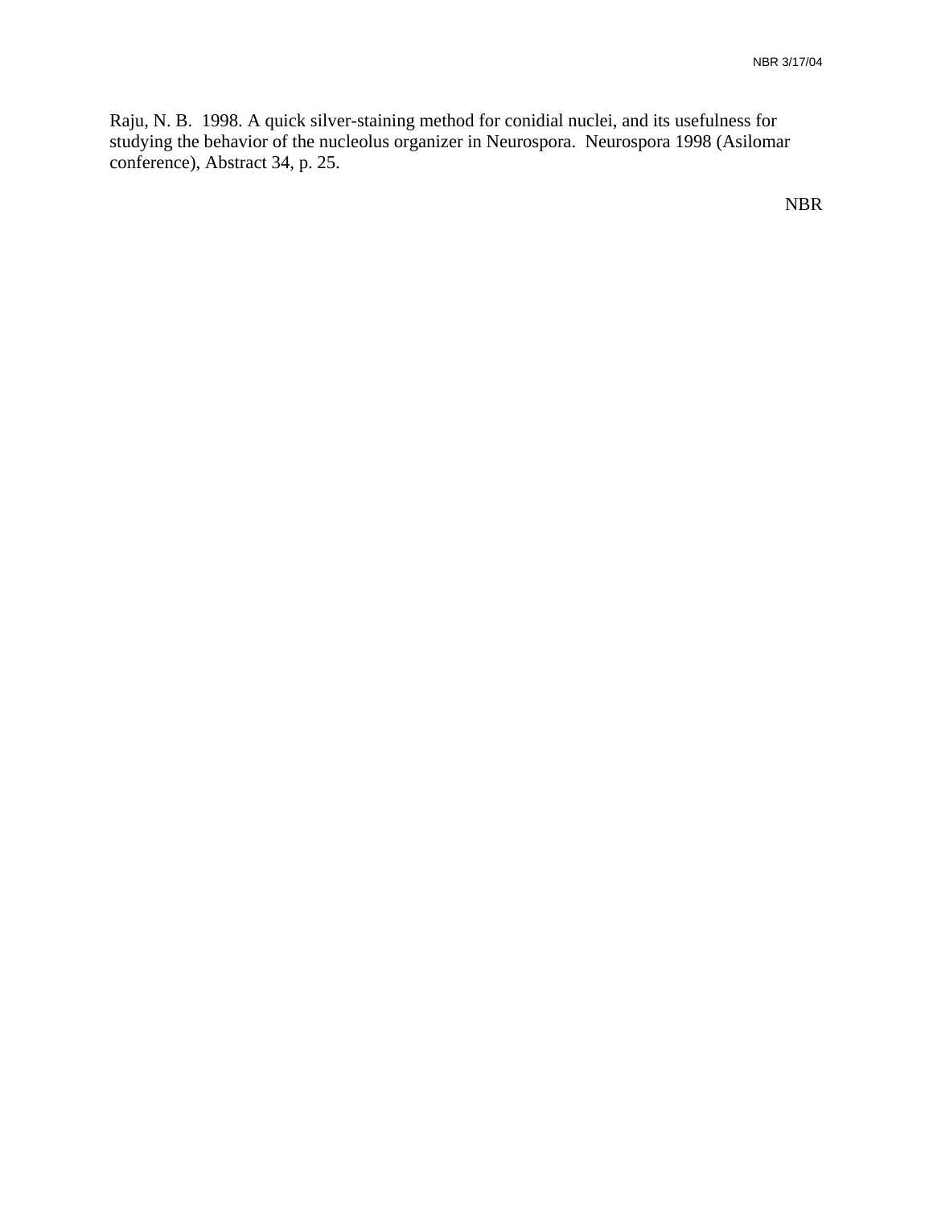Raju, N. B.  1998. A quick silver-staining method for conidial nuclei, and its usefulness for studying the behavior of the nucleolus organizer in Neurospora.  Neurospora 1998 (Asilomar conference), Abstract 34, p. 25.

NBR